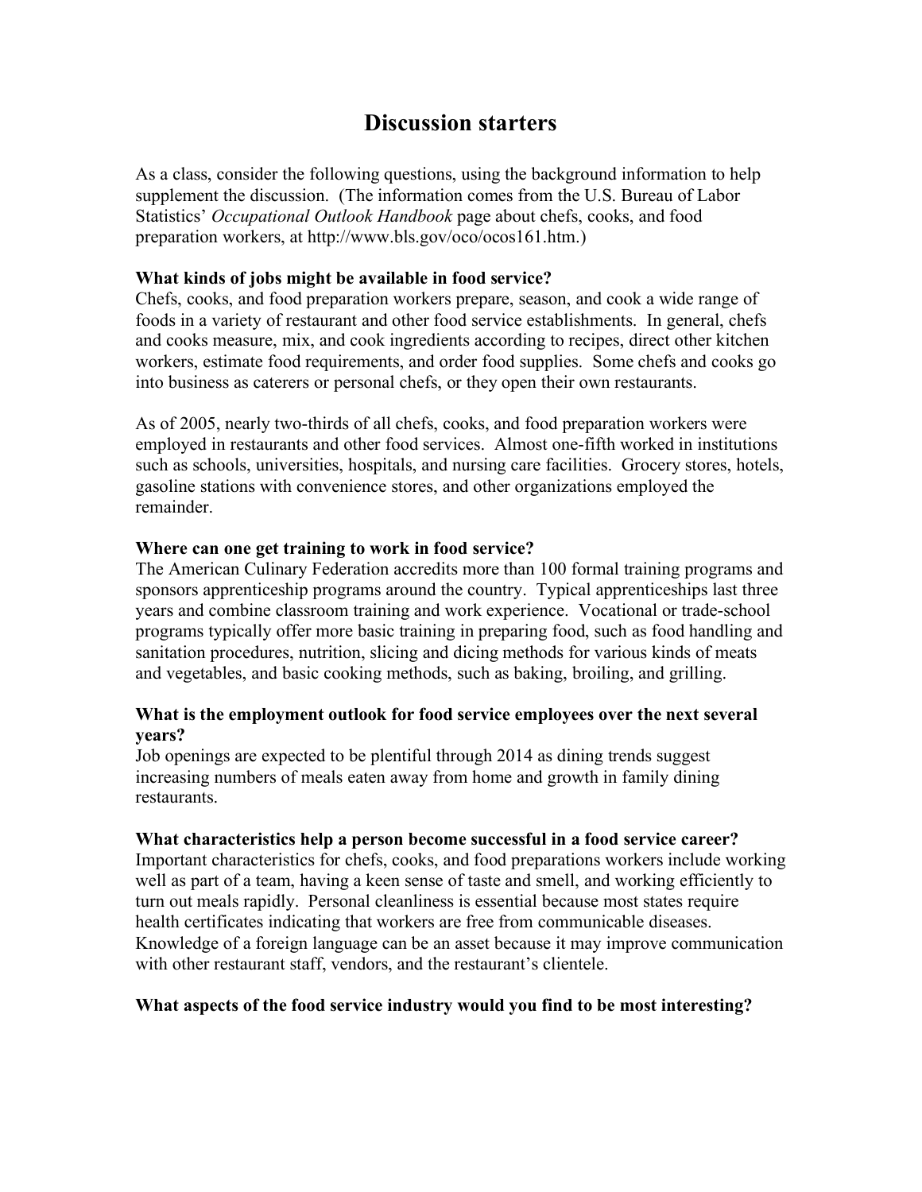# Discussion starters

As a class, consider the following questions, using the background information to help supplement the discussion. (The information comes from the U.S. Bureau of Labor Statistics' *Occupational Outlook Handbook* page about chefs, cooks, and food preparation workers, at http://www.bls.gov/oco/ocos161.htm.)

**What kinds of jobs might be available in food service?**

Chefs, cooks, and food preparation workers prepare, season, and cook a wide range of foods in a variety of restaurant and other food service establishments. In general, chefs and cooks measure, mix, and cook ingredients according to recipes, direct other kitchen workers, estimate food requirements, and order food supplies. Some chefs and cooks go into business as caterers or personal chefs, or they open their own restaurants.

As of 2005, nearly two-thirds of all chefs, cooks, and food preparation workers were employed in restaurants and other food services. Almost one-fifth worked in institutions such as schools, universities, hospitals, and nursing care facilities. Grocery stores, hotels, gasoline stations with convenience stores, and other organizations employed the remainder.

**Where can one get training to work in food service?**

The American Culinary Federation accredits more than 100 formal training programs and sponsors apprenticeship programs around the country. Typical apprenticeships last three years and combine classroom training and work experience. Vocational or trade-school programs typically offer more basic training in preparing food, such as food handling and sanitation procedures, nutrition, slicing and dicing methods for various kinds of meats and vegetables, and basic cooking methods, such as baking, broiling, and grilling.

**What is the employment outlook for food service employees over the next several years?**

Job openings are expected to be plentiful through 2014 as dining trends suggest increasing numbers of meals eaten away from home and growth in family dining restaurants.

**What characteristics help a person become successful in a food service career?**

Important characteristics for chefs, cooks, and food preparations workers include working well as part of a team, having a keen sense of taste and smell, and working efficiently to turn out meals rapidly. Personal cleanliness is essential because most states require health certificates indicating that workers are free from communicable diseases. Knowledge of a foreign language can be an asset because it may improve communication with other restaurant staff, vendors, and the restaurant's clientele.

**What aspects of the food service industry would you find to be most interesting?**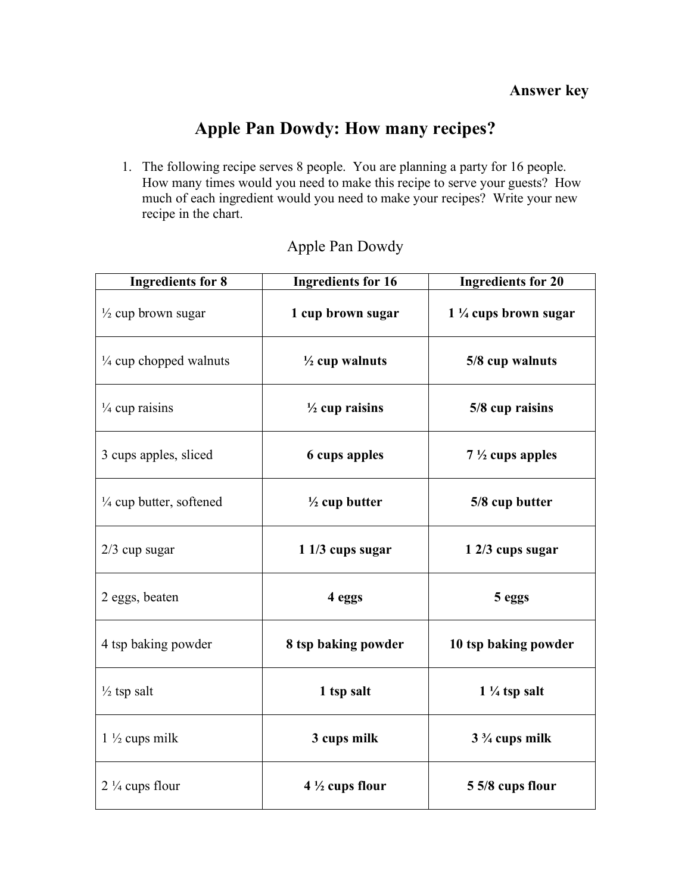**Answer key**

# Apple Pan Dowdy: How many recipes?

1. The following recipe serves 8 people. You are planning a party for 16 people. How many times would you need to make this recipe to serve your guests? How much of each ingredient would you need to make your recipes? Write your new recipe in the chart.

Apple Pan Dowdy

| Ingredients for 8 | Ingredients for 16 | Ingredients for 20 |
|---|---|---|
| ½ cup brown sugar | **1 cup brown sugar** | **1 ¼ cups brown sugar** |
| ¼ cup chopped walnuts | **½ cup walnuts** | **5/8 cup walnuts** |
| ¼ cup raisins | **½ cup raisins** | **5/8 cup raisins** |
| 3 cups apples, sliced | **6 cups apples** | **7 ½ cups apples** |
| ¼ cup butter, softened | **½ cup butter** | **5/8 cup butter** |
| 2/3 cup sugar | **1 1/3 cups sugar** | **1 2/3 cups sugar** |
| 2 eggs, beaten | **4 eggs** | **5 eggs** |
| 4 tsp baking powder | **8 tsp baking powder** | **10 tsp baking powder** |
| ½ tsp salt | **1 tsp salt** | **1 ¼ tsp salt** |
| 1 ½ cups milk | **3 cups milk** | **3 ¾ cups milk** |
| 2 ¼ cups flour | **4 ½ cups flour** | **5 5/8 cups flour** |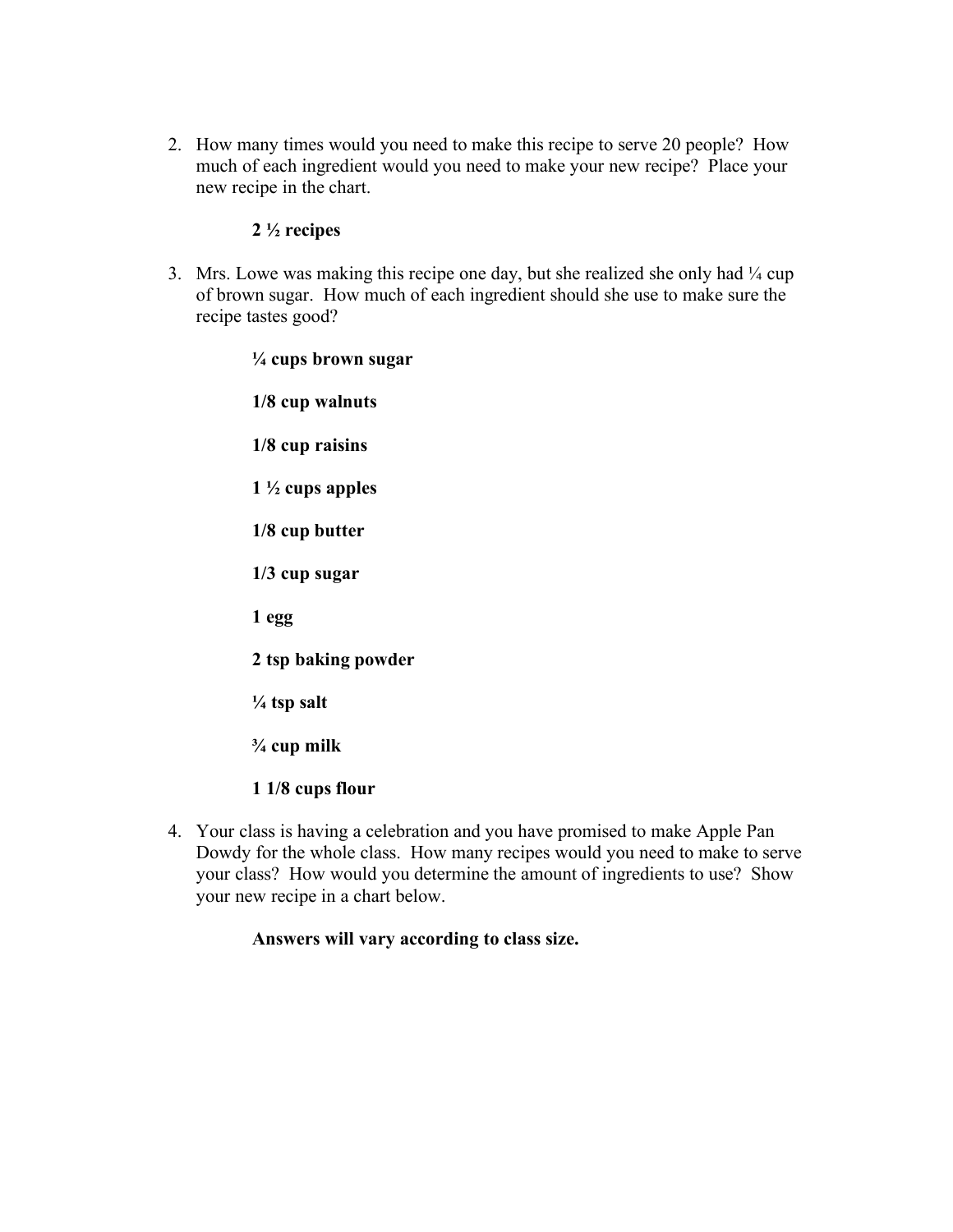2. How many times would you need to make this recipe to serve 20 people? How much of each ingredient would you need to make your new recipe? Place your new recipe in the chart.

   **2 ½ recipes**

3. Mrs. Lowe was making this recipe one day, but she realized she only had ¼ cup of brown sugar. How much of each ingredient should she use to make sure the recipe tastes good?

   **¼ cups brown sugar**

   **1/8 cup walnuts**

   **1/8 cup raisins**

   **1 ½ cups apples**

   **1/8 cup butter**

   **1/3 cup sugar**

   **1 egg**

   **2 tsp baking powder**

   **¼ tsp salt**

   **¾ cup milk**

   **1 1/8 cups flour**

4. Your class is having a celebration and you have promised to make Apple Pan Dowdy for the whole class. How many recipes would you need to make to serve your class? How would you determine the amount of ingredients to use? Show your new recipe in a chart below.

   **Answers will vary according to class size.**